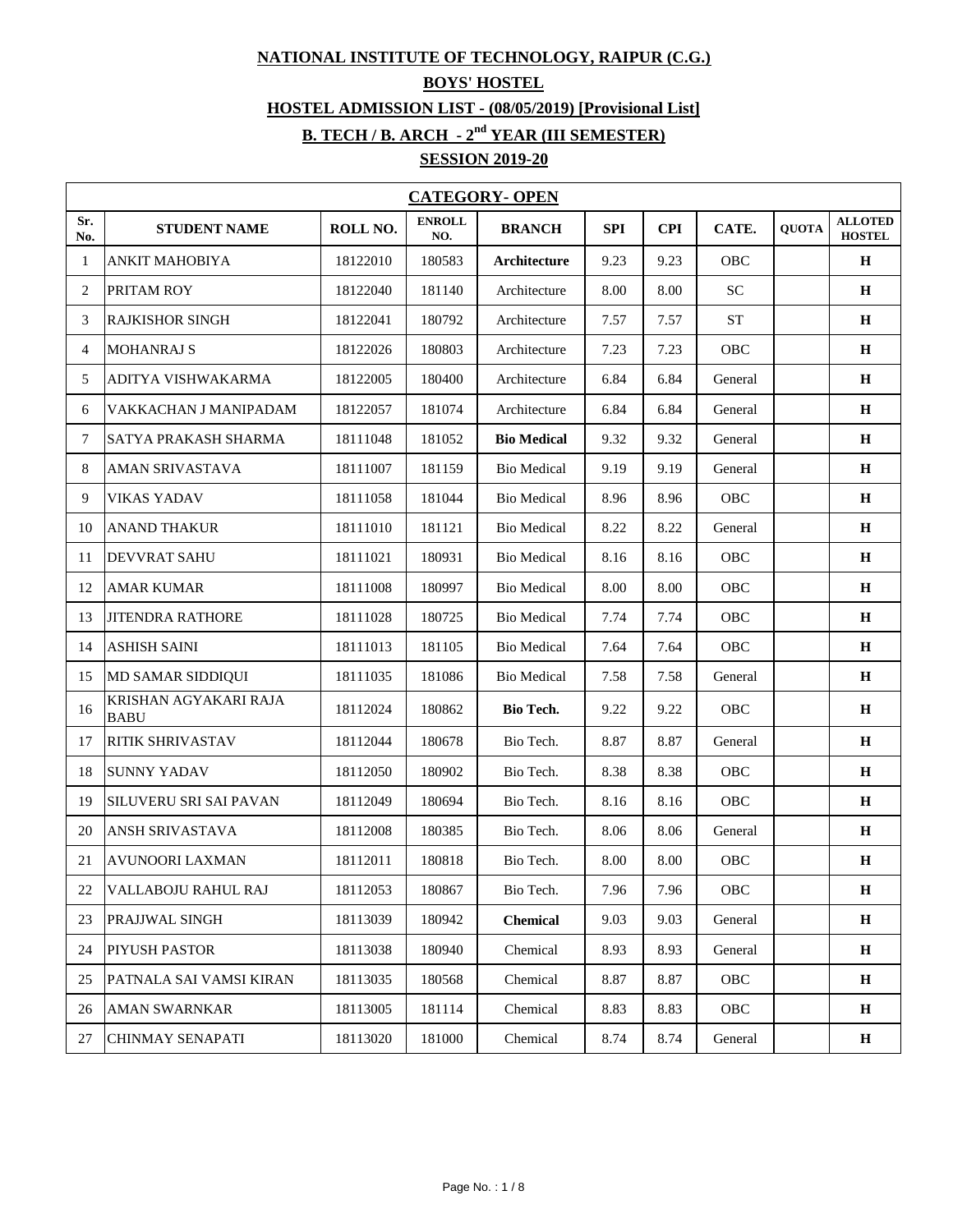# NATIONAL INSTITUTE OF TECHNOLOGY, RAIPUR (C.G.)

## BOYS' HOSTEL

## HOSTEL ADMISSION LIST - (08/05/2019) [Provisional List]

## B. TECH / B. ARCH - 2nd YEAR (III SEMESTER)

## SESSION 2019-20

**CATEGORY- OPEN**

| Sr. No. | STUDENT NAME | ROLL NO. | ENROLL NO. | BRANCH | SPI | CPI | CATE. | QUOTA | ALLOTED HOSTEL |
|---|---|---|---|---|---|---|---|---|---|
| 1 | ANKIT MAHOBIYA | 18122010 | 180583 | **Architecture** | 9.23 | 9.23 | OBC | | **H** |
| 2 | PRITAM ROY | 18122040 | 181140 | Architecture | 8.00 | 8.00 | SC | | **H** |
| 3 | RAJKISHOR SINGH | 18122041 | 180792 | Architecture | 7.57 | 7.57 | ST | | **H** |
| 4 | MOHANRAJ S | 18122026 | 180803 | Architecture | 7.23 | 7.23 | OBC | | **H** |
| 5 | ADITYA VISHWAKARMA | 18122005 | 180400 | Architecture | 6.84 | 6.84 | General | | **H** |
| 6 | VAKKACHAN J MANIPADAM | 18122057 | 181074 | Architecture | 6.84 | 6.84 | General | | **H** |
| 7 | SATYA PRAKASH SHARMA | 18111048 | 181052 | **Bio Medical** | 9.32 | 9.32 | General | | **H** |
| 8 | AMAN SRIVASTAVA | 18111007 | 181159 | Bio Medical | 9.19 | 9.19 | General | | **H** |
| 9 | VIKAS YADAV | 18111058 | 181044 | Bio Medical | 8.96 | 8.96 | OBC | | **H** |
| 10 | ANAND THAKUR | 18111010 | 181121 | Bio Medical | 8.22 | 8.22 | General | | **H** |
| 11 | DEVVRAT SAHU | 18111021 | 180931 | Bio Medical | 8.16 | 8.16 | OBC | | **H** |
| 12 | AMAR KUMAR | 18111008 | 180997 | Bio Medical | 8.00 | 8.00 | OBC | | **H** |
| 13 | JITENDRA RATHORE | 18111028 | 180725 | Bio Medical | 7.74 | 7.74 | OBC | | **H** |
| 14 | ASHISH SAINI | 18111013 | 181105 | Bio Medical | 7.64 | 7.64 | OBC | | **H** |
| 15 | MD SAMAR SIDDIQUI | 18111035 | 181086 | Bio Medical | 7.58 | 7.58 | General | | **H** |
| 16 | KRISHAN AGYAKARI RAJA BABU | 18112024 | 180862 | **Bio Tech.** | 9.22 | 9.22 | OBC | | **H** |
| 17 | RITIK SHRIVASTAV | 18112044 | 180678 | Bio Tech. | 8.87 | 8.87 | General | | **H** |
| 18 | SUNNY YADAV | 18112050 | 180902 | Bio Tech. | 8.38 | 8.38 | OBC | | **H** |
| 19 | SILUVERU SRI SAI PAVAN | 18112049 | 180694 | Bio Tech. | 8.16 | 8.16 | OBC | | **H** |
| 20 | ANSH SRIVASTAVA | 18112008 | 180385 | Bio Tech. | 8.06 | 8.06 | General | | **H** |
| 21 | AVUNOORI LAXMAN | 18112011 | 180818 | Bio Tech. | 8.00 | 8.00 | OBC | | **H** |
| 22 | VALLABOJU RAHUL RAJ | 18112053 | 180867 | Bio Tech. | 7.96 | 7.96 | OBC | | **H** |
| 23 | PRAJJWAL SINGH | 18113039 | 180942 | **Chemical** | 9.03 | 9.03 | General | | **H** |
| 24 | PIYUSH PASTOR | 18113038 | 180940 | Chemical | 8.93 | 8.93 | General | | **H** |
| 25 | PATNALA SAI VAMSI KIRAN | 18113035 | 180568 | Chemical | 8.87 | 8.87 | OBC | | **H** |
| 26 | AMAN SWARNKAR | 18113005 | 181114 | Chemical | 8.83 | 8.83 | OBC | | **H** |
| 27 | CHINMAY SENAPATI | 18113020 | 181000 | Chemical | 8.74 | 8.74 | General | | **H** |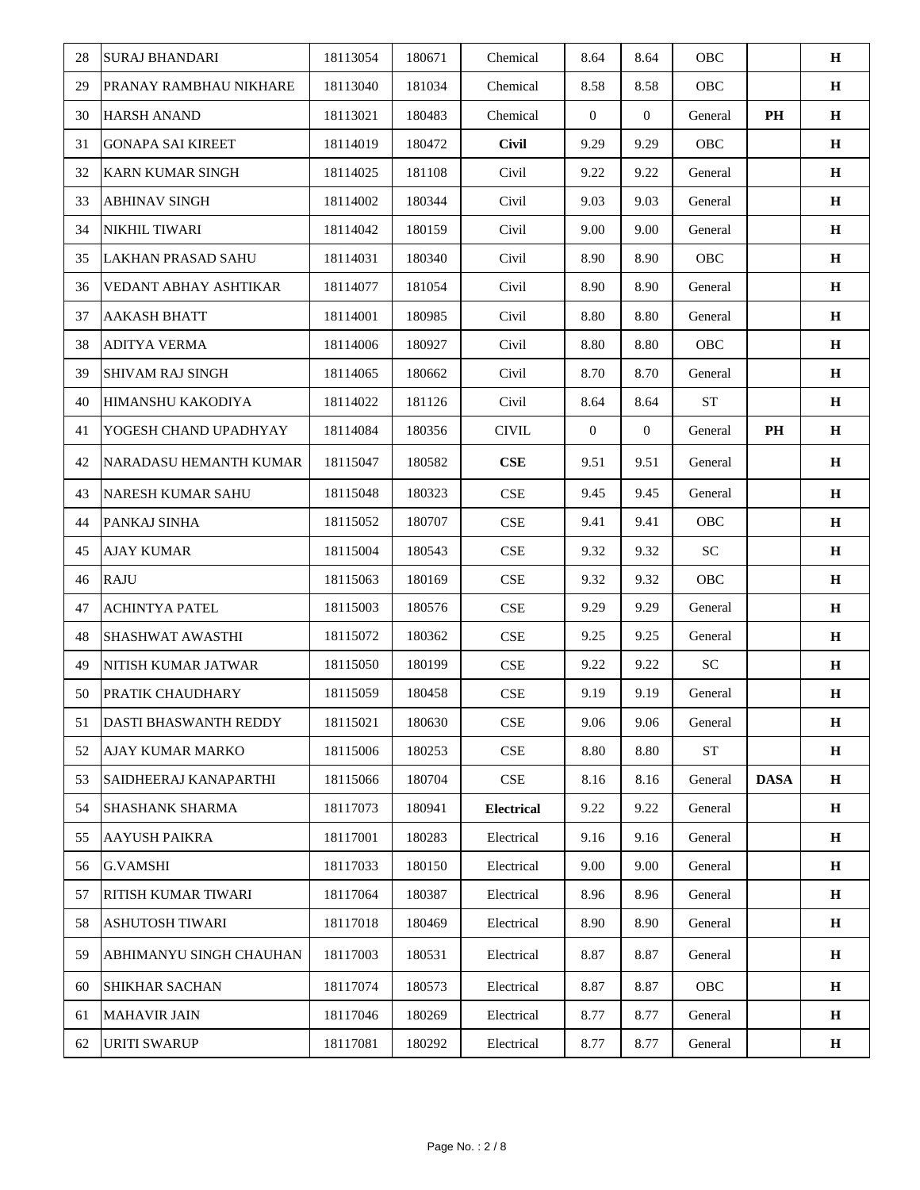| | | | | | | | | | |
|---|---|---|---|---|---|---|---|---|---|
| 28 | SURAJ BHANDARI | 18113054 | 180671 | Chemical | 8.64 | 8.64 | OBC | | **H** |
| 29 | PRANAY RAMBHAU NIKHARE | 18113040 | 181034 | Chemical | 8.58 | 8.58 | OBC | | **H** |
| 30 | HARSH ANAND | 18113021 | 180483 | Chemical | 0 | 0 | General | **PH** | **H** |
| 31 | GONAPA SAI KIREET | 18114019 | 180472 | **Civil** | 9.29 | 9.29 | OBC | | **H** |
| 32 | KARN KUMAR SINGH | 18114025 | 181108 | Civil | 9.22 | 9.22 | General | | **H** |
| 33 | ABHINAV SINGH | 18114002 | 180344 | Civil | 9.03 | 9.03 | General | | **H** |
| 34 | NIKHIL TIWARI | 18114042 | 180159 | Civil | 9.00 | 9.00 | General | | **H** |
| 35 | LAKHAN PRASAD SAHU | 18114031 | 180340 | Civil | 8.90 | 8.90 | OBC | | **H** |
| 36 | VEDANT ABHAY ASHTIKAR | 18114077 | 181054 | Civil | 8.90 | 8.90 | General | | **H** |
| 37 | AAKASH BHATT | 18114001 | 180985 | Civil | 8.80 | 8.80 | General | | **H** |
| 38 | ADITYA VERMA | 18114006 | 180927 | Civil | 8.80 | 8.80 | OBC | | **H** |
| 39 | SHIVAM RAJ SINGH | 18114065 | 180662 | Civil | 8.70 | 8.70 | General | | **H** |
| 40 | HIMANSHU KAKODIYA | 18114022 | 181126 | Civil | 8.64 | 8.64 | ST | | **H** |
| 41 | YOGESH CHAND UPADHYAY | 18114084 | 180356 | CIVIL | 0 | 0 | General | **PH** | **H** |
| 42 | NARADASU HEMANTH KUMAR | 18115047 | 180582 | **CSE** | 9.51 | 9.51 | General | | **H** |
| 43 | NARESH KUMAR SAHU | 18115048 | 180323 | CSE | 9.45 | 9.45 | General | | **H** |
| 44 | PANKAJ SINHA | 18115052 | 180707 | CSE | 9.41 | 9.41 | OBC | | **H** |
| 45 | AJAY KUMAR | 18115004 | 180543 | CSE | 9.32 | 9.32 | SC | | **H** |
| 46 | RAJU | 18115063 | 180169 | CSE | 9.32 | 9.32 | OBC | | **H** |
| 47 | ACHINTYA PATEL | 18115003 | 180576 | CSE | 9.29 | 9.29 | General | | **H** |
| 48 | SHASHWAT AWASTHI | 18115072 | 180362 | CSE | 9.25 | 9.25 | General | | **H** |
| 49 | NITISH KUMAR JATWAR | 18115050 | 180199 | CSE | 9.22 | 9.22 | SC | | **H** |
| 50 | PRATIK CHAUDHARY | 18115059 | 180458 | CSE | 9.19 | 9.19 | General | | **H** |
| 51 | DASTI BHASWANTH REDDY | 18115021 | 180630 | CSE | 9.06 | 9.06 | General | | **H** |
| 52 | AJAY KUMAR MARKO | 18115006 | 180253 | CSE | 8.80 | 8.80 | ST | | **H** |
| 53 | SAIDHEERAJ KANAPARTHI | 18115066 | 180704 | CSE | 8.16 | 8.16 | General | **DASA** | **H** |
| 54 | SHASHANK SHARMA | 18117073 | 180941 | **Electrical** | 9.22 | 9.22 | General | | **H** |
| 55 | AAYUSH PAIKRA | 18117001 | 180283 | Electrical | 9.16 | 9.16 | General | | **H** |
| 56 | G.VAMSHI | 18117033 | 180150 | Electrical | 9.00 | 9.00 | General | | **H** |
| 57 | RITISH KUMAR TIWARI | 18117064 | 180387 | Electrical | 8.96 | 8.96 | General | | **H** |
| 58 | ASHUTOSH TIWARI | 18117018 | 180469 | Electrical | 8.90 | 8.90 | General | | **H** |
| 59 | ABHIMANYU SINGH CHAUHAN | 18117003 | 180531 | Electrical | 8.87 | 8.87 | General | | **H** |
| 60 | SHIKHAR SACHAN | 18117074 | 180573 | Electrical | 8.87 | 8.87 | OBC | | **H** |
| 61 | MAHAVIR JAIN | 18117046 | 180269 | Electrical | 8.77 | 8.77 | General | | **H** |
| 62 | URITI SWARUP | 18117081 | 180292 | Electrical | 8.77 | 8.77 | General | | **H** |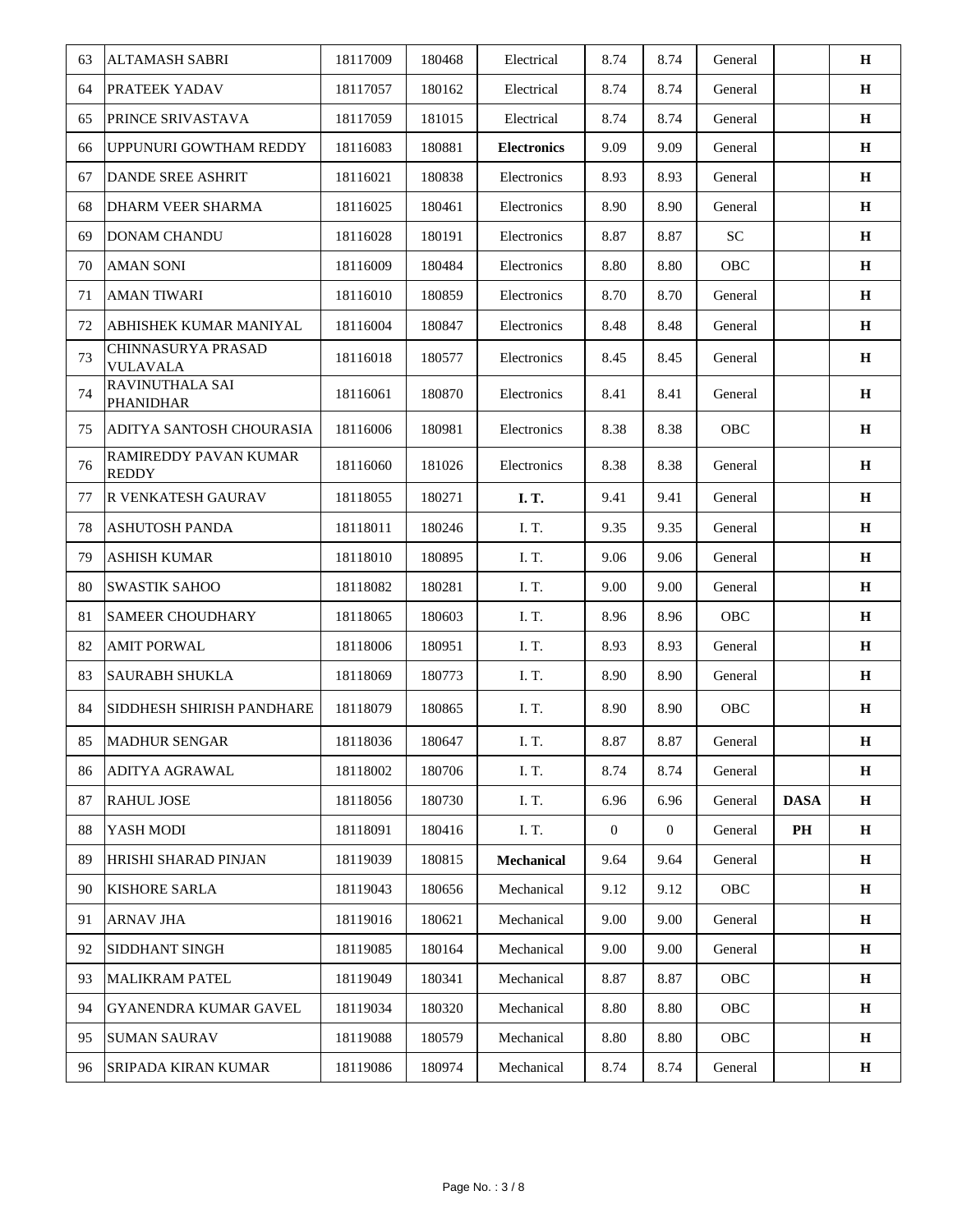| | | | | | | | | | |
|---|---|---|---|---|---|---|---|---|---|
| 63 | ALTAMASH SABRI | 18117009 | 180468 | Electrical | 8.74 | 8.74 | General | | **H** |
| 64 | PRATEEK YADAV | 18117057 | 180162 | Electrical | 8.74 | 8.74 | General | | **H** |
| 65 | PRINCE SRIVASTAVA | 18117059 | 181015 | Electrical | 8.74 | 8.74 | General | | **H** |
| 66 | UPPUNURI GOWTHAM REDDY | 18116083 | 180881 | **Electronics** | 9.09 | 9.09 | General | | **H** |
| 67 | DANDE SREE ASHRIT | 18116021 | 180838 | Electronics | 8.93 | 8.93 | General | | **H** |
| 68 | DHARM VEER SHARMA | 18116025 | 180461 | Electronics | 8.90 | 8.90 | General | | **H** |
| 69 | DONAM CHANDU | 18116028 | 180191 | Electronics | 8.87 | 8.87 | SC | | **H** |
| 70 | AMAN SONI | 18116009 | 180484 | Electronics | 8.80 | 8.80 | OBC | | **H** |
| 71 | AMAN TIWARI | 18116010 | 180859 | Electronics | 8.70 | 8.70 | General | | **H** |
| 72 | ABHISHEK KUMAR MANIYAL | 18116004 | 180847 | Electronics | 8.48 | 8.48 | General | | **H** |
| 73 | CHINNASURYA PRASAD VULAVALA | 18116018 | 180577 | Electronics | 8.45 | 8.45 | General | | **H** |
| 74 | RAVINUTHALA SAI PHANIDHAR | 18116061 | 180870 | Electronics | 8.41 | 8.41 | General | | **H** |
| 75 | ADITYA SANTOSH CHOURASIA | 18116006 | 180981 | Electronics | 8.38 | 8.38 | OBC | | **H** |
| 76 | RAMIREDDY PAVAN KUMAR REDDY | 18116060 | 181026 | Electronics | 8.38 | 8.38 | General | | **H** |
| 77 | R VENKATESH GAURAV | 18118055 | 180271 | **I. T.** | 9.41 | 9.41 | General | | **H** |
| 78 | ASHUTOSH PANDA | 18118011 | 180246 | I. T. | 9.35 | 9.35 | General | | **H** |
| 79 | ASHISH KUMAR | 18118010 | 180895 | I. T. | 9.06 | 9.06 | General | | **H** |
| 80 | SWASTIK SAHOO | 18118082 | 180281 | I. T. | 9.00 | 9.00 | General | | **H** |
| 81 | SAMEER CHOUDHARY | 18118065 | 180603 | I. T. | 8.96 | 8.96 | OBC | | **H** |
| 82 | AMIT PORWAL | 18118006 | 180951 | I. T. | 8.93 | 8.93 | General | | **H** |
| 83 | SAURABH SHUKLA | 18118069 | 180773 | I. T. | 8.90 | 8.90 | General | | **H** |
| 84 | SIDDHESH SHIRISH PANDHARE | 18118079 | 180865 | I. T. | 8.90 | 8.90 | OBC | | **H** |
| 85 | MADHUR SENGAR | 18118036 | 180647 | I. T. | 8.87 | 8.87 | General | | **H** |
| 86 | ADITYA AGRAWAL | 18118002 | 180706 | I. T. | 8.74 | 8.74 | General | | **H** |
| 87 | RAHUL JOSE | 18118056 | 180730 | I. T. | 6.96 | 6.96 | General | **DASA** | **H** |
| 88 | YASH MODI | 18118091 | 180416 | I. T. | 0 | 0 | General | **PH** | **H** |
| 89 | HRISHI SHARAD PINJAN | 18119039 | 180815 | **Mechanical** | 9.64 | 9.64 | General | | **H** |
| 90 | KISHORE SARLA | 18119043 | 180656 | Mechanical | 9.12 | 9.12 | OBC | | **H** |
| 91 | ARNAV JHA | 18119016 | 180621 | Mechanical | 9.00 | 9.00 | General | | **H** |
| 92 | SIDDHANT SINGH | 18119085 | 180164 | Mechanical | 9.00 | 9.00 | General | | **H** |
| 93 | MALIKRAM PATEL | 18119049 | 180341 | Mechanical | 8.87 | 8.87 | OBC | | **H** |
| 94 | GYANENDRA KUMAR GAVEL | 18119034 | 180320 | Mechanical | 8.80 | 8.80 | OBC | | **H** |
| 95 | SUMAN SAURAV | 18119088 | 180579 | Mechanical | 8.80 | 8.80 | OBC | | **H** |
| 96 | SRIPADA KIRAN KUMAR | 18119086 | 180974 | Mechanical | 8.74 | 8.74 | General | | **H** |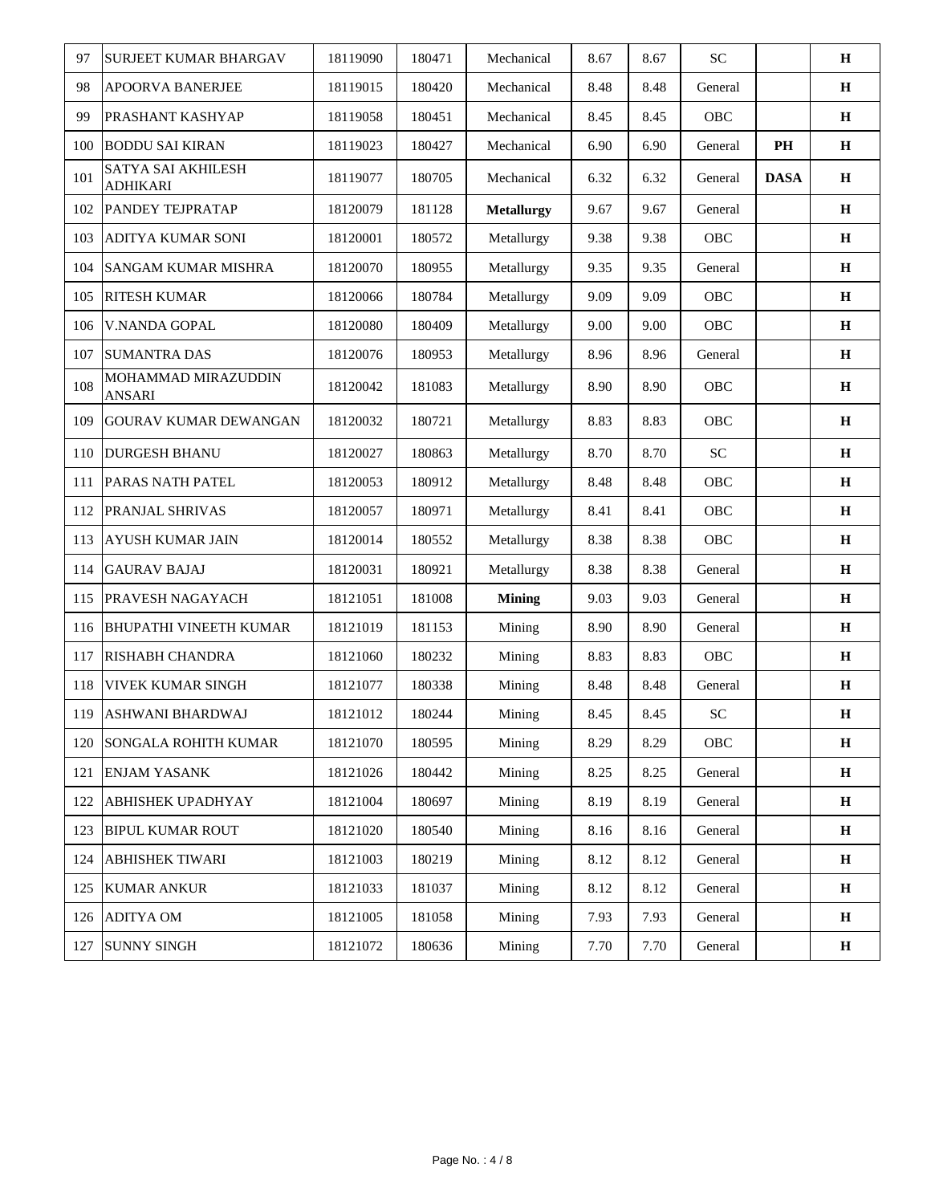| | | | | | | | | | |
|---|---|---|---|---|---|---|---|---|---|
| 97 | SURJEET KUMAR BHARGAV | 18119090 | 180471 | Mechanical | 8.67 | 8.67 | SC | | **H** |
| 98 | APOORVA BANERJEE | 18119015 | 180420 | Mechanical | 8.48 | 8.48 | General | | **H** |
| 99 | PRASHANT KASHYAP | 18119058 | 180451 | Mechanical | 8.45 | 8.45 | OBC | | **H** |
| 100 | BODDU SAI KIRAN | 18119023 | 180427 | Mechanical | 6.90 | 6.90 | General | **PH** | **H** |
| 101 | SATYA SAI AKHILESH ADHIKARI | 18119077 | 180705 | Mechanical | 6.32 | 6.32 | General | **DASA** | **H** |
| 102 | PANDEY TEJPRATAP | 18120079 | 181128 | **Metallurgy** | 9.67 | 9.67 | General | | **H** |
| 103 | ADITYA KUMAR SONI | 18120001 | 180572 | Metallurgy | 9.38 | 9.38 | OBC | | **H** |
| 104 | SANGAM KUMAR MISHRA | 18120070 | 180955 | Metallurgy | 9.35 | 9.35 | General | | **H** |
| 105 | RITESH KUMAR | 18120066 | 180784 | Metallurgy | 9.09 | 9.09 | OBC | | **H** |
| 106 | V.NANDA GOPAL | 18120080 | 180409 | Metallurgy | 9.00 | 9.00 | OBC | | **H** |
| 107 | SUMANTRA DAS | 18120076 | 180953 | Metallurgy | 8.96 | 8.96 | General | | **H** |
| 108 | MOHAMMAD MIRAZUDDIN ANSARI | 18120042 | 181083 | Metallurgy | 8.90 | 8.90 | OBC | | **H** |
| 109 | GOURAV KUMAR DEWANGAN | 18120032 | 180721 | Metallurgy | 8.83 | 8.83 | OBC | | **H** |
| 110 | DURGESH BHANU | 18120027 | 180863 | Metallurgy | 8.70 | 8.70 | SC | | **H** |
| 111 | PARAS NATH PATEL | 18120053 | 180912 | Metallurgy | 8.48 | 8.48 | OBC | | **H** |
| 112 | PRANJAL SHRIVAS | 18120057 | 180971 | Metallurgy | 8.41 | 8.41 | OBC | | **H** |
| 113 | AYUSH KUMAR JAIN | 18120014 | 180552 | Metallurgy | 8.38 | 8.38 | OBC | | **H** |
| 114 | GAURAV BAJAJ | 18120031 | 180921 | Metallurgy | 8.38 | 8.38 | General | | **H** |
| 115 | PRAVESH NAGAYACH | 18121051 | 181008 | **Mining** | 9.03 | 9.03 | General | | **H** |
| 116 | BHUPATHI VINEETH KUMAR | 18121019 | 181153 | Mining | 8.90 | 8.90 | General | | **H** |
| 117 | RISHABH CHANDRA | 18121060 | 180232 | Mining | 8.83 | 8.83 | OBC | | **H** |
| 118 | VIVEK KUMAR SINGH | 18121077 | 180338 | Mining | 8.48 | 8.48 | General | | **H** |
| 119 | ASHWANI BHARDWAJ | 18121012 | 180244 | Mining | 8.45 | 8.45 | SC | | **H** |
| 120 | SONGALA ROHITH KUMAR | 18121070 | 180595 | Mining | 8.29 | 8.29 | OBC | | **H** |
| 121 | ENJAM YASANK | 18121026 | 180442 | Mining | 8.25 | 8.25 | General | | **H** |
| 122 | ABHISHEK UPADHYAY | 18121004 | 180697 | Mining | 8.19 | 8.19 | General | | **H** |
| 123 | BIPUL KUMAR ROUT | 18121020 | 180540 | Mining | 8.16 | 8.16 | General | | **H** |
| 124 | ABHISHEK TIWARI | 18121003 | 180219 | Mining | 8.12 | 8.12 | General | | **H** |
| 125 | KUMAR ANKUR | 18121033 | 181037 | Mining | 8.12 | 8.12 | General | | **H** |
| 126 | ADITYA OM | 18121005 | 181058 | Mining | 7.93 | 7.93 | General | | **H** |
| 127 | SUNNY SINGH | 18121072 | 180636 | Mining | 7.70 | 7.70 | General | | **H** |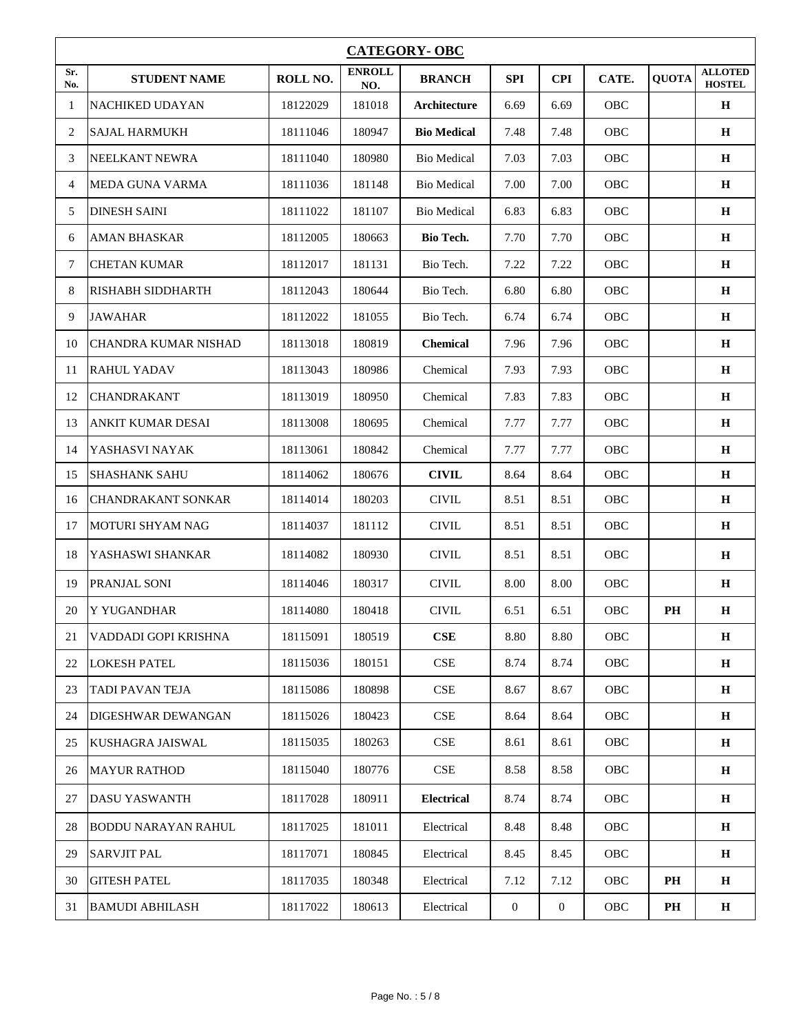## CATEGORY- OBC

| Sr. No. | STUDENT NAME | ROLL NO. | ENROLL NO. | BRANCH | SPI | CPI | CATE. | QUOTA | ALLOTED HOSTEL |
|---|---|---|---|---|---|---|---|---|---|
| 1 | NACHIKED UDAYAN | 18122029 | 181018 | **Architecture** | 6.69 | 6.69 | OBC | | **H** |
| 2 | SAJAL HARMUKH | 18111046 | 180947 | **Bio Medical** | 7.48 | 7.48 | OBC | | **H** |
| 3 | NEELKANT NEWRA | 18111040 | 180980 | Bio Medical | 7.03 | 7.03 | OBC | | **H** |
| 4 | MEDA GUNA VARMA | 18111036 | 181148 | Bio Medical | 7.00 | 7.00 | OBC | | **H** |
| 5 | DINESH SAINI | 18111022 | 181107 | Bio Medical | 6.83 | 6.83 | OBC | | **H** |
| 6 | AMAN BHASKAR | 18112005 | 180663 | **Bio Tech.** | 7.70 | 7.70 | OBC | | **H** |
| 7 | CHETAN KUMAR | 18112017 | 181131 | Bio Tech. | 7.22 | 7.22 | OBC | | **H** |
| 8 | RISHABH SIDDHARTH | 18112043 | 180644 | Bio Tech. | 6.80 | 6.80 | OBC | | **H** |
| 9 | JAWAHAR | 18112022 | 181055 | Bio Tech. | 6.74 | 6.74 | OBC | | **H** |
| 10 | CHANDRA KUMAR NISHAD | 18113018 | 180819 | **Chemical** | 7.96 | 7.96 | OBC | | **H** |
| 11 | RAHUL YADAV | 18113043 | 180986 | Chemical | 7.93 | 7.93 | OBC | | **H** |
| 12 | CHANDRAKANT | 18113019 | 180950 | Chemical | 7.83 | 7.83 | OBC | | **H** |
| 13 | ANKIT KUMAR DESAI | 18113008 | 180695 | Chemical | 7.77 | 7.77 | OBC | | **H** |
| 14 | YASHASVI NAYAK | 18113061 | 180842 | Chemical | 7.77 | 7.77 | OBC | | **H** |
| 15 | SHASHANK SAHU | 18114062 | 180676 | **CIVIL** | 8.64 | 8.64 | OBC | | **H** |
| 16 | CHANDRAKANT SONKAR | 18114014 | 180203 | CIVIL | 8.51 | 8.51 | OBC | | **H** |
| 17 | MOTURI SHYAM NAG | 18114037 | 181112 | CIVIL | 8.51 | 8.51 | OBC | | **H** |
| 18 | YASHASWI SHANKAR | 18114082 | 180930 | CIVIL | 8.51 | 8.51 | OBC | | **H** |
| 19 | PRANJAL SONI | 18114046 | 180317 | CIVIL | 8.00 | 8.00 | OBC | | **H** |
| 20 | Y YUGANDHAR | 18114080 | 180418 | CIVIL | 6.51 | 6.51 | OBC | **PH** | **H** |
| 21 | VADDADI GOPI KRISHNA | 18115091 | 180519 | **CSE** | 8.80 | 8.80 | OBC | | **H** |
| 22 | LOKESH PATEL | 18115036 | 180151 | CSE | 8.74 | 8.74 | OBC | | **H** |
| 23 | TADI PAVAN TEJA | 18115086 | 180898 | CSE | 8.67 | 8.67 | OBC | | **H** |
| 24 | DIGESHWAR DEWANGAN | 18115026 | 180423 | CSE | 8.64 | 8.64 | OBC | | **H** |
| 25 | KUSHAGRA JAISWAL | 18115035 | 180263 | CSE | 8.61 | 8.61 | OBC | | **H** |
| 26 | MAYUR RATHOD | 18115040 | 180776 | CSE | 8.58 | 8.58 | OBC | | **H** |
| 27 | DASU YASWANTH | 18117028 | 180911 | **Electrical** | 8.74 | 8.74 | OBC | | **H** |
| 28 | BODDU NARAYAN RAHUL | 18117025 | 181011 | Electrical | 8.48 | 8.48 | OBC | | **H** |
| 29 | SARVJIT PAL | 18117071 | 180845 | Electrical | 8.45 | 8.45 | OBC | | **H** |
| 30 | GITESH PATEL | 18117035 | 180348 | Electrical | 7.12 | 7.12 | OBC | **PH** | **H** |
| 31 | BAMUDI ABHILASH | 18117022 | 180613 | Electrical | 0 | 0 | OBC | **PH** | **H** |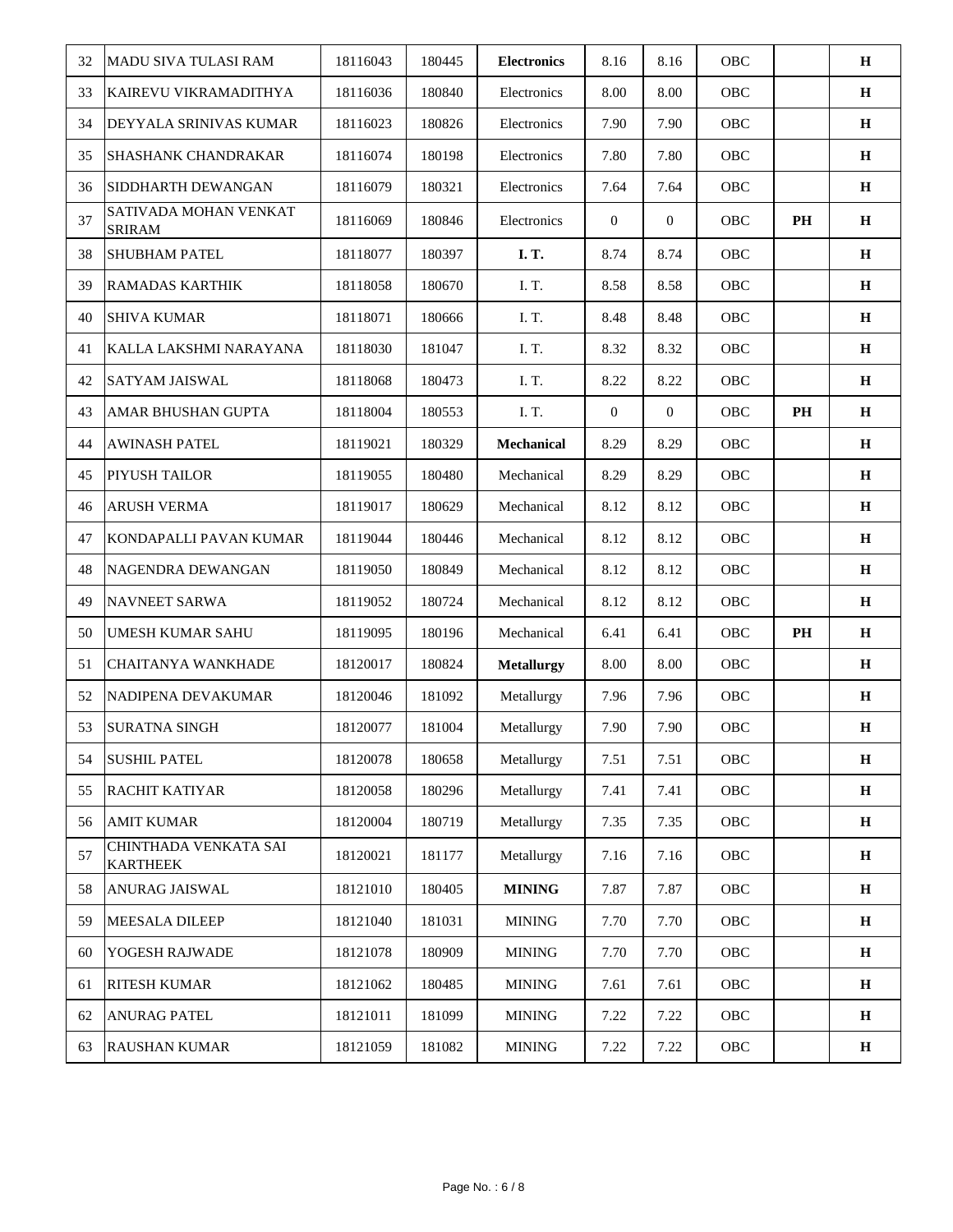| | | | | | | | | | |
|---|---|---|---|---|---|---|---|---|---|
| 32 | MADU SIVA TULASI RAM | 18116043 | 180445 | **Electronics** | 8.16 | 8.16 | OBC | | **H** |
| 33 | KAIREVU VIKRAMADITHYA | 18116036 | 180840 | Electronics | 8.00 | 8.00 | OBC | | **H** |
| 34 | DEYYALA SRINIVAS KUMAR | 18116023 | 180826 | Electronics | 7.90 | 7.90 | OBC | | **H** |
| 35 | SHASHANK CHANDRAKAR | 18116074 | 180198 | Electronics | 7.80 | 7.80 | OBC | | **H** |
| 36 | SIDDHARTH DEWANGAN | 18116079 | 180321 | Electronics | 7.64 | 7.64 | OBC | | **H** |
| 37 | SATIVADA MOHAN VENKAT SRIRAM | 18116069 | 180846 | Electronics | 0 | 0 | OBC | **PH** | **H** |
| 38 | SHUBHAM PATEL | 18118077 | 180397 | **I. T.** | 8.74 | 8.74 | OBC | | **H** |
| 39 | RAMADAS KARTHIK | 18118058 | 180670 | I. T. | 8.58 | 8.58 | OBC | | **H** |
| 40 | SHIVA KUMAR | 18118071 | 180666 | I. T. | 8.48 | 8.48 | OBC | | **H** |
| 41 | KALLA LAKSHMI NARAYANA | 18118030 | 181047 | I. T. | 8.32 | 8.32 | OBC | | **H** |
| 42 | SATYAM JAISWAL | 18118068 | 180473 | I. T. | 8.22 | 8.22 | OBC | | **H** |
| 43 | AMAR BHUSHAN GUPTA | 18118004 | 180553 | I. T. | 0 | 0 | OBC | **PH** | **H** |
| 44 | AWINASH PATEL | 18119021 | 180329 | **Mechanical** | 8.29 | 8.29 | OBC | | **H** |
| 45 | PIYUSH TAILOR | 18119055 | 180480 | Mechanical | 8.29 | 8.29 | OBC | | **H** |
| 46 | ARUSH VERMA | 18119017 | 180629 | Mechanical | 8.12 | 8.12 | OBC | | **H** |
| 47 | KONDAPALLI PAVAN KUMAR | 18119044 | 180446 | Mechanical | 8.12 | 8.12 | OBC | | **H** |
| 48 | NAGENDRA DEWANGAN | 18119050 | 180849 | Mechanical | 8.12 | 8.12 | OBC | | **H** |
| 49 | NAVNEET SARWA | 18119052 | 180724 | Mechanical | 8.12 | 8.12 | OBC | | **H** |
| 50 | UMESH KUMAR SAHU | 18119095 | 180196 | Mechanical | 6.41 | 6.41 | OBC | **PH** | **H** |
| 51 | CHAITANYA WANKHADE | 18120017 | 180824 | **Metallurgy** | 8.00 | 8.00 | OBC | | **H** |
| 52 | NADIPENA DEVAKUMAR | 18120046 | 181092 | Metallurgy | 7.96 | 7.96 | OBC | | **H** |
| 53 | SURATNA SINGH | 18120077 | 181004 | Metallurgy | 7.90 | 7.90 | OBC | | **H** |
| 54 | SUSHIL PATEL | 18120078 | 180658 | Metallurgy | 7.51 | 7.51 | OBC | | **H** |
| 55 | RACHIT KATIYAR | 18120058 | 180296 | Metallurgy | 7.41 | 7.41 | OBC | | **H** |
| 56 | AMIT KUMAR | 18120004 | 180719 | Metallurgy | 7.35 | 7.35 | OBC | | **H** |
| 57 | CHINTHADA VENKATA SAI KARTHEEK | 18120021 | 181177 | Metallurgy | 7.16 | 7.16 | OBC | | **H** |
| 58 | ANURAG JAISWAL | 18121010 | 180405 | **MINING** | 7.87 | 7.87 | OBC | | **H** |
| 59 | MEESALA DILEEP | 18121040 | 181031 | MINING | 7.70 | 7.70 | OBC | | **H** |
| 60 | YOGESH RAJWADE | 18121078 | 180909 | MINING | 7.70 | 7.70 | OBC | | **H** |
| 61 | RITESH KUMAR | 18121062 | 180485 | MINING | 7.61 | 7.61 | OBC | | **H** |
| 62 | ANURAG PATEL | 18121011 | 181099 | MINING | 7.22 | 7.22 | OBC | | **H** |
| 63 | RAUSHAN KUMAR | 18121059 | 181082 | MINING | 7.22 | 7.22 | OBC | | **H** |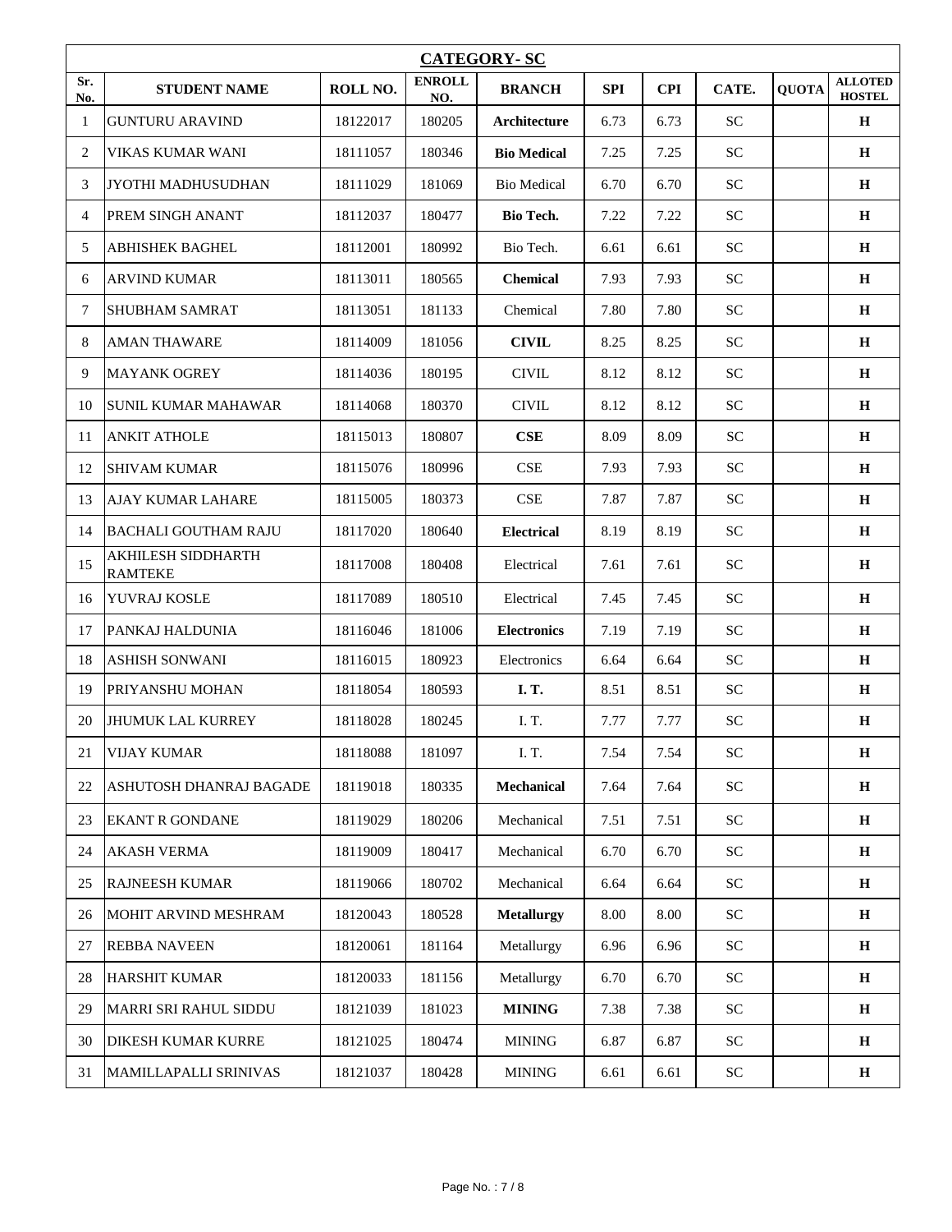## CATEGORY- SC

| Sr. No. | STUDENT NAME | ROLL NO. | ENROLL NO. | BRANCH | SPI | CPI | CATE. | QUOTA | ALLOTED HOSTEL |
|---|---|---|---|---|---|---|---|---|---|
| 1 | GUNTURU ARAVIND | 18122017 | 180205 | **Architecture** | 6.73 | 6.73 | SC | | **H** |
| 2 | VIKAS KUMAR WANI | 18111057 | 180346 | **Bio Medical** | 7.25 | 7.25 | SC | | **H** |
| 3 | JYOTHI MADHUSUDHAN | 18111029 | 181069 | Bio Medical | 6.70 | 6.70 | SC | | **H** |
| 4 | PREM SINGH ANANT | 18112037 | 180477 | **Bio Tech.** | 7.22 | 7.22 | SC | | **H** |
| 5 | ABHISHEK BAGHEL | 18112001 | 180992 | Bio Tech. | 6.61 | 6.61 | SC | | **H** |
| 6 | ARVIND KUMAR | 18113011 | 180565 | **Chemical** | 7.93 | 7.93 | SC | | **H** |
| 7 | SHUBHAM SAMRAT | 18113051 | 181133 | Chemical | 7.80 | 7.80 | SC | | **H** |
| 8 | AMAN THAWARE | 18114009 | 181056 | **CIVIL** | 8.25 | 8.25 | SC | | **H** |
| 9 | MAYANK OGREY | 18114036 | 180195 | CIVIL | 8.12 | 8.12 | SC | | **H** |
| 10 | SUNIL KUMAR MAHAWAR | 18114068 | 180370 | CIVIL | 8.12 | 8.12 | SC | | **H** |
| 11 | ANKIT ATHOLE | 18115013 | 180807 | **CSE** | 8.09 | 8.09 | SC | | **H** |
| 12 | SHIVAM KUMAR | 18115076 | 180996 | CSE | 7.93 | 7.93 | SC | | **H** |
| 13 | AJAY KUMAR LAHARE | 18115005 | 180373 | CSE | 7.87 | 7.87 | SC | | **H** |
| 14 | BACHALI GOUTHAM RAJU | 18117020 | 180640 | **Electrical** | 8.19 | 8.19 | SC | | **H** |
| 15 | AKHILESH SIDDHARTH RAMTEKE | 18117008 | 180408 | Electrical | 7.61 | 7.61 | SC | | **H** |
| 16 | YUVRAJ KOSLE | 18117089 | 180510 | Electrical | 7.45 | 7.45 | SC | | **H** |
| 17 | PANKAJ HALDUNIA | 18116046 | 181006 | **Electronics** | 7.19 | 7.19 | SC | | **H** |
| 18 | ASHISH SONWANI | 18116015 | 180923 | Electronics | 6.64 | 6.64 | SC | | **H** |
| 19 | PRIYANSHU MOHAN | 18118054 | 180593 | **I. T.** | 8.51 | 8.51 | SC | | **H** |
| 20 | JHUMUK LAL KURREY | 18118028 | 180245 | I. T. | 7.77 | 7.77 | SC | | **H** |
| 21 | VIJAY KUMAR | 18118088 | 181097 | I. T. | 7.54 | 7.54 | SC | | **H** |
| 22 | ASHUTOSH DHANRAJ BAGADE | 18119018 | 180335 | **Mechanical** | 7.64 | 7.64 | SC | | **H** |
| 23 | EKANT R GONDANE | 18119029 | 180206 | Mechanical | 7.51 | 7.51 | SC | | **H** |
| 24 | AKASH VERMA | 18119009 | 180417 | Mechanical | 6.70 | 6.70 | SC | | **H** |
| 25 | RAJNEESH KUMAR | 18119066 | 180702 | Mechanical | 6.64 | 6.64 | SC | | **H** |
| 26 | MOHIT ARVIND MESHRAM | 18120043 | 180528 | **Metallurgy** | 8.00 | 8.00 | SC | | **H** |
| 27 | REBBA NAVEEN | 18120061 | 181164 | Metallurgy | 6.96 | 6.96 | SC | | **H** |
| 28 | HARSHIT KUMAR | 18120033 | 181156 | Metallurgy | 6.70 | 6.70 | SC | | **H** |
| 29 | MARRI SRI RAHUL SIDDU | 18121039 | 181023 | **MINING** | 7.38 | 7.38 | SC | | **H** |
| 30 | DIKESH KUMAR KURRE | 18121025 | 180474 | MINING | 6.87 | 6.87 | SC | | **H** |
| 31 | MAMILLAPALLI SRINIVAS | 18121037 | 180428 | MINING | 6.61 | 6.61 | SC | | **H** |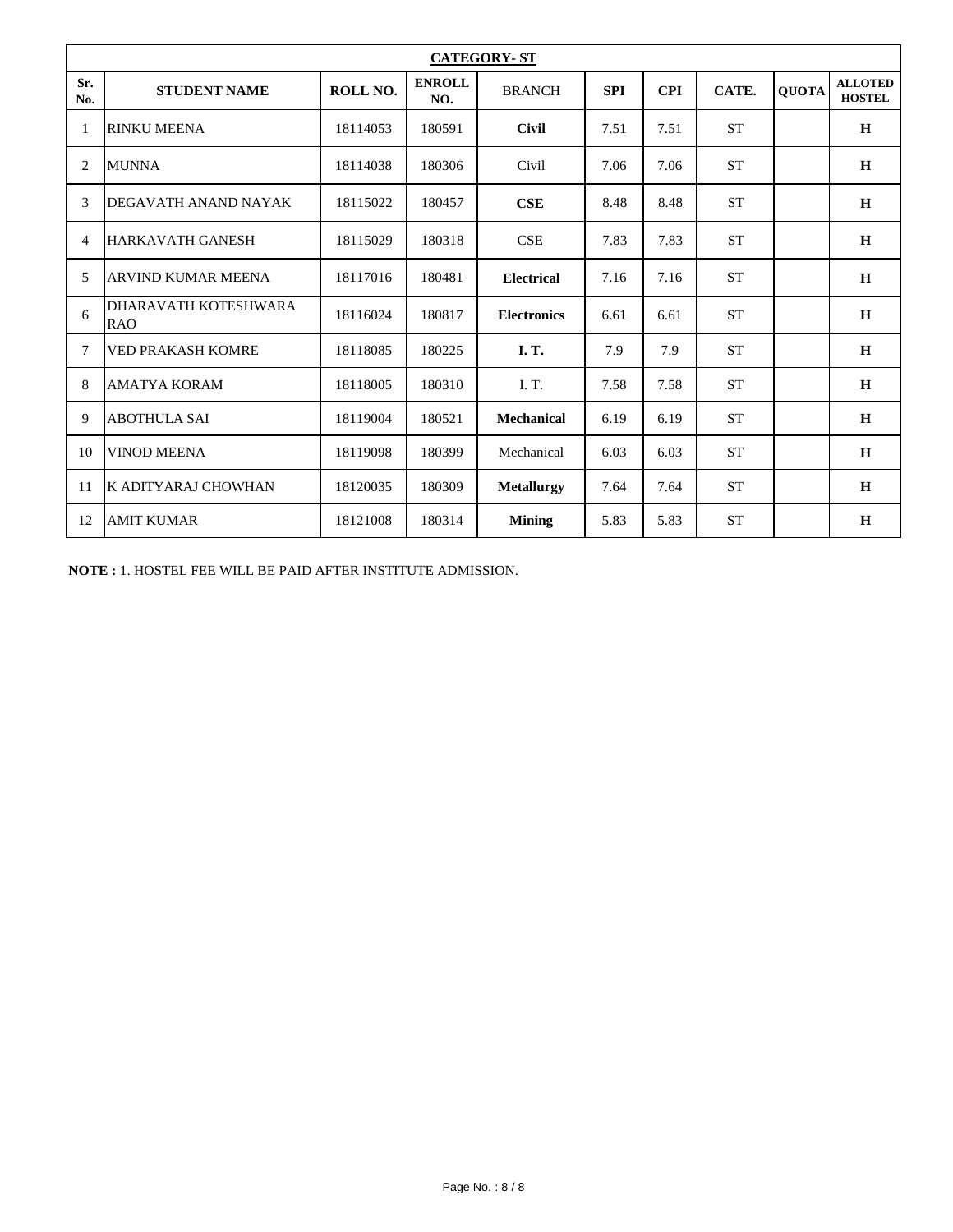| CATEGORY- ST | | | | | | | | | |
|---|---|---|---|---|---|---|---|---|---|
| **Sr. No.** | **STUDENT NAME** | **ROLL NO.** | **ENROLL NO.** | BRANCH | **SPI** | **CPI** | **CATE.** | **QUOTA** | **ALLOTED HOSTEL** |
| 1 | RINKU MEENA | 18114053 | 180591 | **Civil** | 7.51 | 7.51 | ST | | **H** |
| 2 | MUNNA | 18114038 | 180306 | Civil | 7.06 | 7.06 | ST | | **H** |
| 3 | DEGAVATH ANAND NAYAK | 18115022 | 180457 | **CSE** | 8.48 | 8.48 | ST | | **H** |
| 4 | HARKAVATH GANESH | 18115029 | 180318 | CSE | 7.83 | 7.83 | ST | | **H** |
| 5 | ARVIND KUMAR MEENA | 18117016 | 180481 | **Electrical** | 7.16 | 7.16 | ST | | **H** |
| 6 | DHARAVATH KOTESHWARA RAO | 18116024 | 180817 | **Electronics** | 6.61 | 6.61 | ST | | **H** |
| 7 | VED PRAKASH KOMRE | 18118085 | 180225 | **I. T.** | 7.9 | 7.9 | ST | | **H** |
| 8 | AMATYA KORAM | 18118005 | 180310 | I. T. | 7.58 | 7.58 | ST | | **H** |
| 9 | ABOTHULA SAI | 18119004 | 180521 | **Mechanical** | 6.19 | 6.19 | ST | | **H** |
| 10 | VINOD MEENA | 18119098 | 180399 | Mechanical | 6.03 | 6.03 | ST | | **H** |
| 11 | K ADITYARAJ CHOWHAN | 18120035 | 180309 | **Metallurgy** | 7.64 | 7.64 | ST | | **H** |
| 12 | AMIT KUMAR | 18121008 | 180314 | **Mining** | 5.83 | 5.83 | ST | | **H** |

**NOTE :** 1. HOSTEL FEE WILL BE PAID AFTER INSTITUTE ADMISSION.